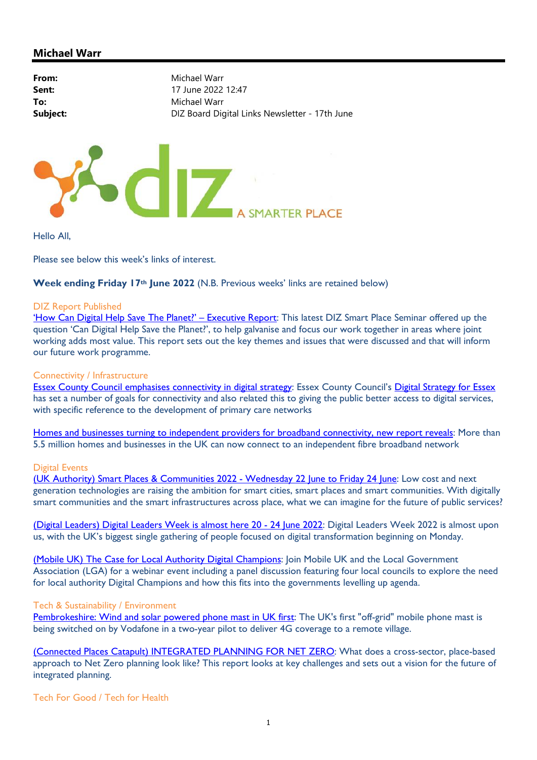## Michael Warr

**From:** Michael Warr
**Sent:** 17 June 2022 12:47
**To:** Michael Warr
**Subject:** DIZ Board Digital Links Newsletter - 17th June

Hello All,

Please see below this week's links of interest.

**Week ending Friday 17th June 2022** (N.B. Previous weeks' links are retained below)

DIZ Report Published

'How Can Digital Help Save The Planet?' – Executive Report: This latest DIZ Smart Place Seminar offered up the question 'Can Digital Help Save the Planet?', to help galvanise and focus our work together in areas where joint working adds most value. This report sets out the key themes and issues that were discussed and that will inform our future work programme.

Connectivity / Infrastructure

Essex County Council emphasises connectivity in digital strategy: Essex County Council's Digital Strategy for Essex has set a number of goals for connectivity and also related this to giving the public better access to digital services, with specific reference to the development of primary care networks

Homes and businesses turning to independent providers for broadband connectivity, new report reveals: More than 5.5 million homes and businesses in the UK can now connect to an independent fibre broadband network

Digital Events

(UK Authority) Smart Places & Communities 2022 - Wednesday 22 June to Friday 24 June: Low cost and next generation technologies are raising the ambition for smart cities, smart places and smart communities. With digitally smart communities and the smart infrastructures across place, what we can imagine for the future of public services?

(Digital Leaders) Digital Leaders Week is almost here 20 - 24 June 2022: Digital Leaders Week 2022 is almost upon us, with the UK's biggest single gathering of people focused on digital transformation beginning on Monday.

(Mobile UK) The Case for Local Authority Digital Champions: Join Mobile UK and the Local Government Association (LGA) for a webinar event including a panel discussion featuring four local councils to explore the need for local authority Digital Champions and how this fits into the governments levelling up agenda.

Tech & Sustainability / Environment

Pembrokeshire: Wind and solar powered phone mast in UK first: The UK's first "off-grid" mobile phone mast is being switched on by Vodafone in a two-year pilot to deliver 4G coverage to a remote village.

(Connected Places Catapult) INTEGRATED PLANNING FOR NET ZERO: What does a cross-sector, place-based approach to Net Zero planning look like? This report looks at key challenges and sets out a vision for the future of integrated planning.

Tech For Good / Tech for Health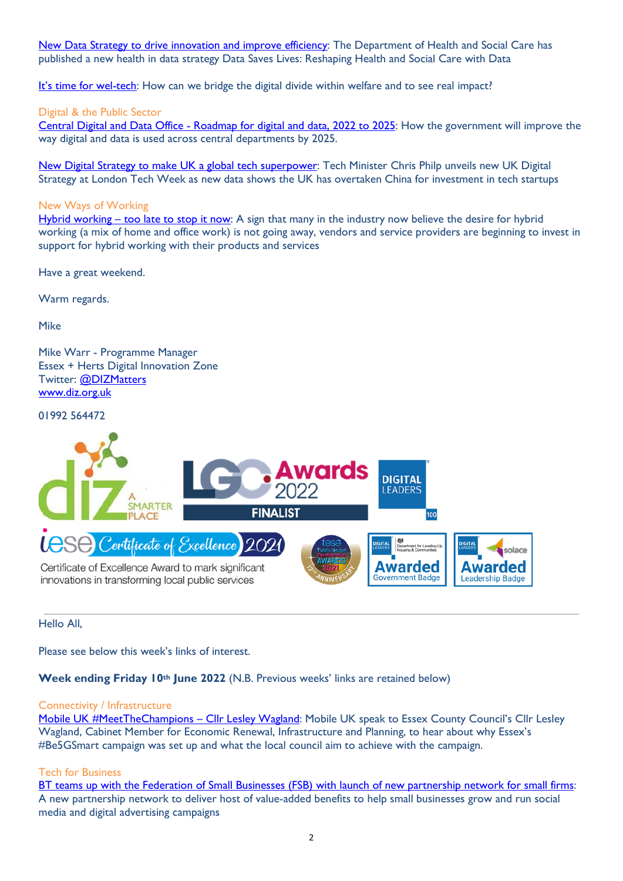New Data Strategy to drive innovation and improve efficiency: The Department of Health and Social Care has published a new health in data strategy Data Saves Lives: Reshaping Health and Social Care with Data

It's time for wel-tech: How can we bridge the digital divide within welfare and to see real impact?

Digital & the Public Sector

Central Digital and Data Office - Roadmap for digital and data, 2022 to 2025: How the government will improve the way digital and data is used across central departments by 2025.

New Digital Strategy to make UK a global tech superpower: Tech Minister Chris Philp unveils new UK Digital Strategy at London Tech Week as new data shows the UK has overtaken China for investment in tech startups

New Ways of Working

Hybrid working – too late to stop it now: A sign that many in the industry now believe the desire for hybrid working (a mix of home and office work) is not going away, vendors and service providers are beginning to invest in support for hybrid working with their products and services

Have a great weekend.

Warm regards.

Mike

Mike Warr - Programme Manager
Essex + Herts Digital Innovation Zone
Twitter: @DIZMatters
www.diz.org.uk

01992 564472

---

Hello All,

Please see below this week's links of interest.

**Week ending Friday 10th June 2022** (N.B. Previous weeks' links are retained below)

Connectivity / Infrastructure

Mobile UK #MeetTheChampions – Cllr Lesley Wagland: Mobile UK speak to Essex County Council's Cllr Lesley Wagland, Cabinet Member for Economic Renewal, Infrastructure and Planning, to hear about why Essex's #Be5GSmart campaign was set up and what the local council aim to achieve with the campaign.

Tech for Business

BT teams up with the Federation of Small Businesses (FSB) with launch of new partnership network for small firms: A new partnership network to deliver host of value-added benefits to help small businesses grow and run social media and digital advertising campaigns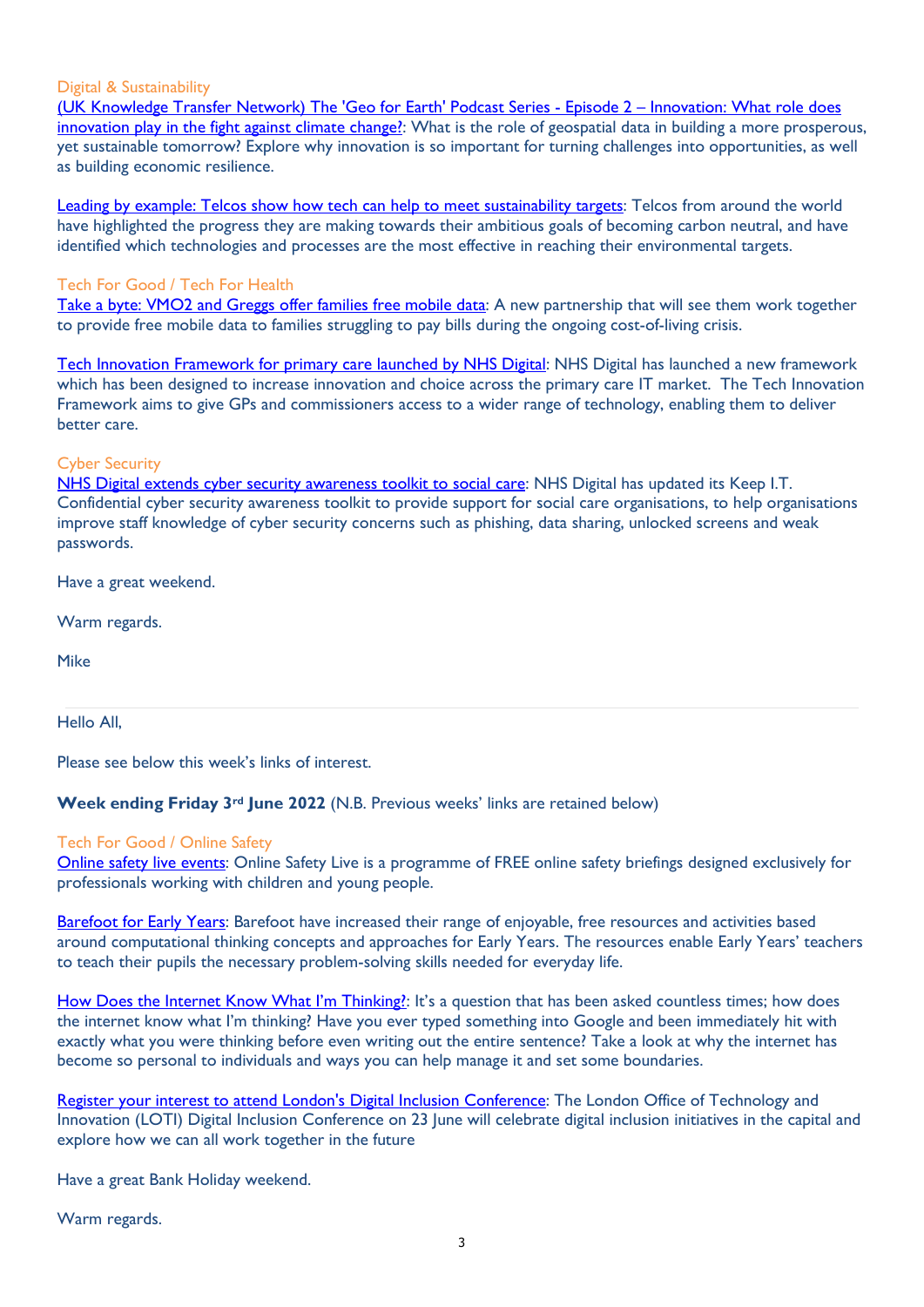Digital & Sustainability

(UK Knowledge Transfer Network) The 'Geo for Earth' Podcast Series - Episode 2 – Innovation: What role does innovation play in the fight against climate change?: What is the role of geospatial data in building a more prosperous, yet sustainable tomorrow? Explore why innovation is so important for turning challenges into opportunities, as well as building economic resilience.

Leading by example: Telcos show how tech can help to meet sustainability targets: Telcos from around the world have highlighted the progress they are making towards their ambitious goals of becoming carbon neutral, and have identified which technologies and processes are the most effective in reaching their environmental targets.

Tech For Good / Tech For Health

Take a byte: VMO2 and Greggs offer families free mobile data: A new partnership that will see them work together to provide free mobile data to families struggling to pay bills during the ongoing cost-of-living crisis.

Tech Innovation Framework for primary care launched by NHS Digital: NHS Digital has launched a new framework which has been designed to increase innovation and choice across the primary care IT market. The Tech Innovation Framework aims to give GPs and commissioners access to a wider range of technology, enabling them to deliver better care.

Cyber Security

NHS Digital extends cyber security awareness toolkit to social care: NHS Digital has updated its Keep I.T. Confidential cyber security awareness toolkit to provide support for social care organisations, to help organisations improve staff knowledge of cyber security concerns such as phishing, data sharing, unlocked screens and weak passwords.

Have a great weekend.

Warm regards.

Mike

---

Hello All,

Please see below this week's links of interest.

**Week ending Friday 3rd June 2022** (N.B. Previous weeks' links are retained below)

Tech For Good / Online Safety

Online safety live events: Online Safety Live is a programme of FREE online safety briefings designed exclusively for professionals working with children and young people.

Barefoot for Early Years: Barefoot have increased their range of enjoyable, free resources and activities based around computational thinking concepts and approaches for Early Years. The resources enable Early Years' teachers to teach their pupils the necessary problem-solving skills needed for everyday life.

How Does the Internet Know What I'm Thinking?: It's a question that has been asked countless times; how does the internet know what I'm thinking? Have you ever typed something into Google and been immediately hit with exactly what you were thinking before even writing out the entire sentence? Take a look at why the internet has become so personal to individuals and ways you can help manage it and set some boundaries.

Register your interest to attend London's Digital Inclusion Conference: The London Office of Technology and Innovation (LOTI) Digital Inclusion Conference on 23 June will celebrate digital inclusion initiatives in the capital and explore how we can all work together in the future

Have a great Bank Holiday weekend.

Warm regards.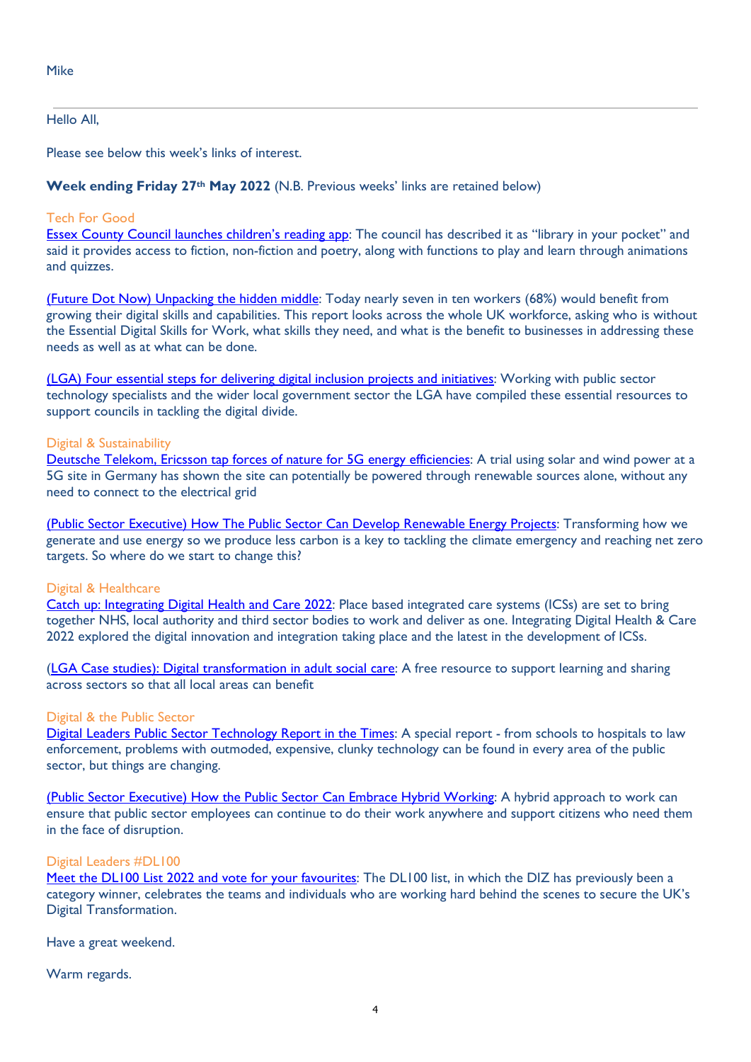Mike

---

Hello All,

Please see below this week's links of interest.

**Week ending Friday 27th May 2022** (N.B. Previous weeks' links are retained below)

Tech For Good

Essex County Council launches children's reading app: The council has described it as "library in your pocket" and said it provides access to fiction, non-fiction and poetry, along with functions to play and learn through animations and quizzes.

(Future Dot Now) Unpacking the hidden middle: Today nearly seven in ten workers (68%) would benefit from growing their digital skills and capabilities. This report looks across the whole UK workforce, asking who is without the Essential Digital Skills for Work, what skills they need, and what is the benefit to businesses in addressing these needs as well as at what can be done.

(LGA) Four essential steps for delivering digital inclusion projects and initiatives: Working with public sector technology specialists and the wider local government sector the LGA have compiled these essential resources to support councils in tackling the digital divide.

Digital & Sustainability

Deutsche Telekom, Ericsson tap forces of nature for 5G energy efficiencies: A trial using solar and wind power at a 5G site in Germany has shown the site can potentially be powered through renewable sources alone, without any need to connect to the electrical grid

(Public Sector Executive) How The Public Sector Can Develop Renewable Energy Projects: Transforming how we generate and use energy so we produce less carbon is a key to tackling the climate emergency and reaching net zero targets. So where do we start to change this?

Digital & Healthcare

Catch up: Integrating Digital Health and Care 2022: Place based integrated care systems (ICSs) are set to bring together NHS, local authority and third sector bodies to work and deliver as one. Integrating Digital Health & Care 2022 explored the digital innovation and integration taking place and the latest in the development of ICSs.

(LGA Case studies): Digital transformation in adult social care: A free resource to support learning and sharing across sectors so that all local areas can benefit

Digital & the Public Sector

Digital Leaders Public Sector Technology Report in the Times: A special report - from schools to hospitals to law enforcement, problems with outmoded, expensive, clunky technology can be found in every area of the public sector, but things are changing.

(Public Sector Executive) How the Public Sector Can Embrace Hybrid Working: A hybrid approach to work can ensure that public sector employees can continue to do their work anywhere and support citizens who need them in the face of disruption.

Digital Leaders #DL100

Meet the DL100 List 2022 and vote for your favourites: The DL100 list, in which the DIZ has previously been a category winner, celebrates the teams and individuals who are working hard behind the scenes to secure the UK's Digital Transformation.

Have a great weekend.

Warm regards.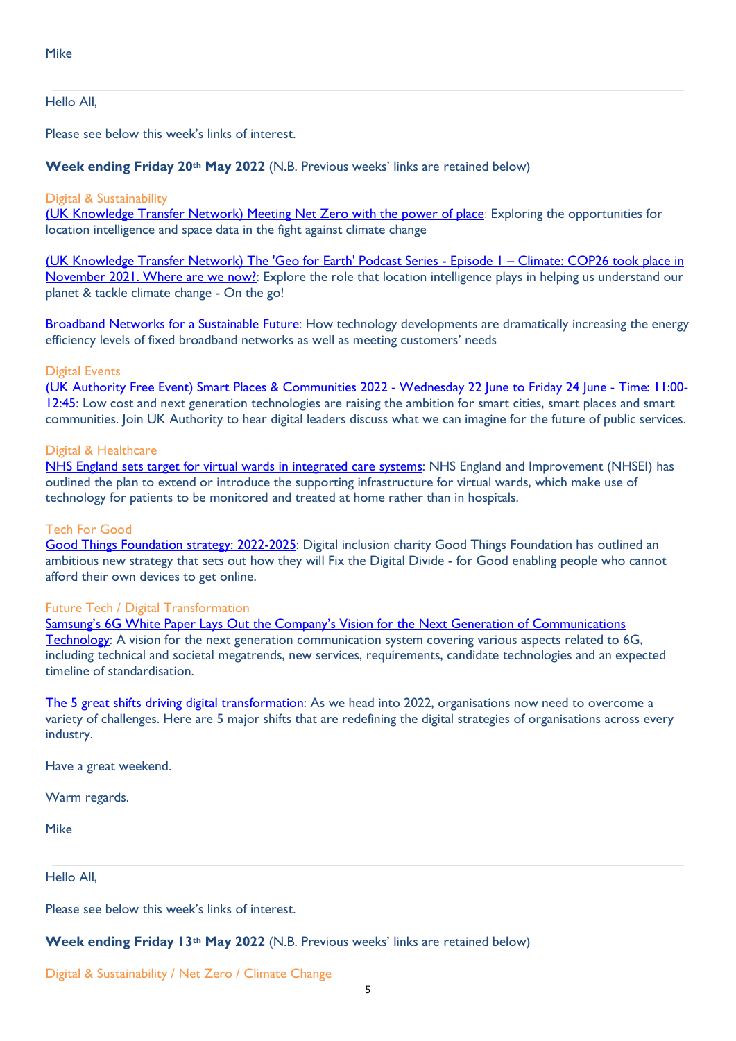Mike

---

Hello All,

Please see below this week's links of interest.

**Week ending Friday 20th May 2022** (N.B. Previous weeks' links are retained below)

Digital & Sustainability

(UK Knowledge Transfer Network) Meeting Net Zero with the power of place: Exploring the opportunities for location intelligence and space data in the fight against climate change

(UK Knowledge Transfer Network) The 'Geo for Earth' Podcast Series - Episode 1 – Climate: COP26 took place in November 2021. Where are we now?: Explore the role that location intelligence plays in helping us understand our planet & tackle climate change - On the go!

Broadband Networks for a Sustainable Future: How technology developments are dramatically increasing the energy efficiency levels of fixed broadband networks as well as meeting customers' needs

Digital Events

(UK Authority Free Event) Smart Places & Communities 2022 - Wednesday 22 June to Friday 24 June - Time: 11:00-12:45: Low cost and next generation technologies are raising the ambition for smart cities, smart places and smart communities. Join UK Authority to hear digital leaders discuss what we can imagine for the future of public services.

Digital & Healthcare

NHS England sets target for virtual wards in integrated care systems: NHS England and Improvement (NHSEI) has outlined the plan to extend or introduce the supporting infrastructure for virtual wards, which make use of technology for patients to be monitored and treated at home rather than in hospitals.

Tech For Good

Good Things Foundation strategy: 2022-2025: Digital inclusion charity Good Things Foundation has outlined an ambitious new strategy that sets out how they will Fix the Digital Divide - for Good enabling people who cannot afford their own devices to get online.

Future Tech / Digital Transformation

Samsung's 6G White Paper Lays Out the Company's Vision for the Next Generation of Communications Technology: A vision for the next generation communication system covering various aspects related to 6G, including technical and societal megatrends, new services, requirements, candidate technologies and an expected timeline of standardisation.

The 5 great shifts driving digital transformation: As we head into 2022, organisations now need to overcome a variety of challenges. Here are 5 major shifts that are redefining the digital strategies of organisations across every industry.

Have a great weekend.

Warm regards.

Mike

---

Hello All,

Please see below this week's links of interest.

**Week ending Friday 13th May 2022** (N.B. Previous weeks' links are retained below)

Digital & Sustainability / Net Zero / Climate Change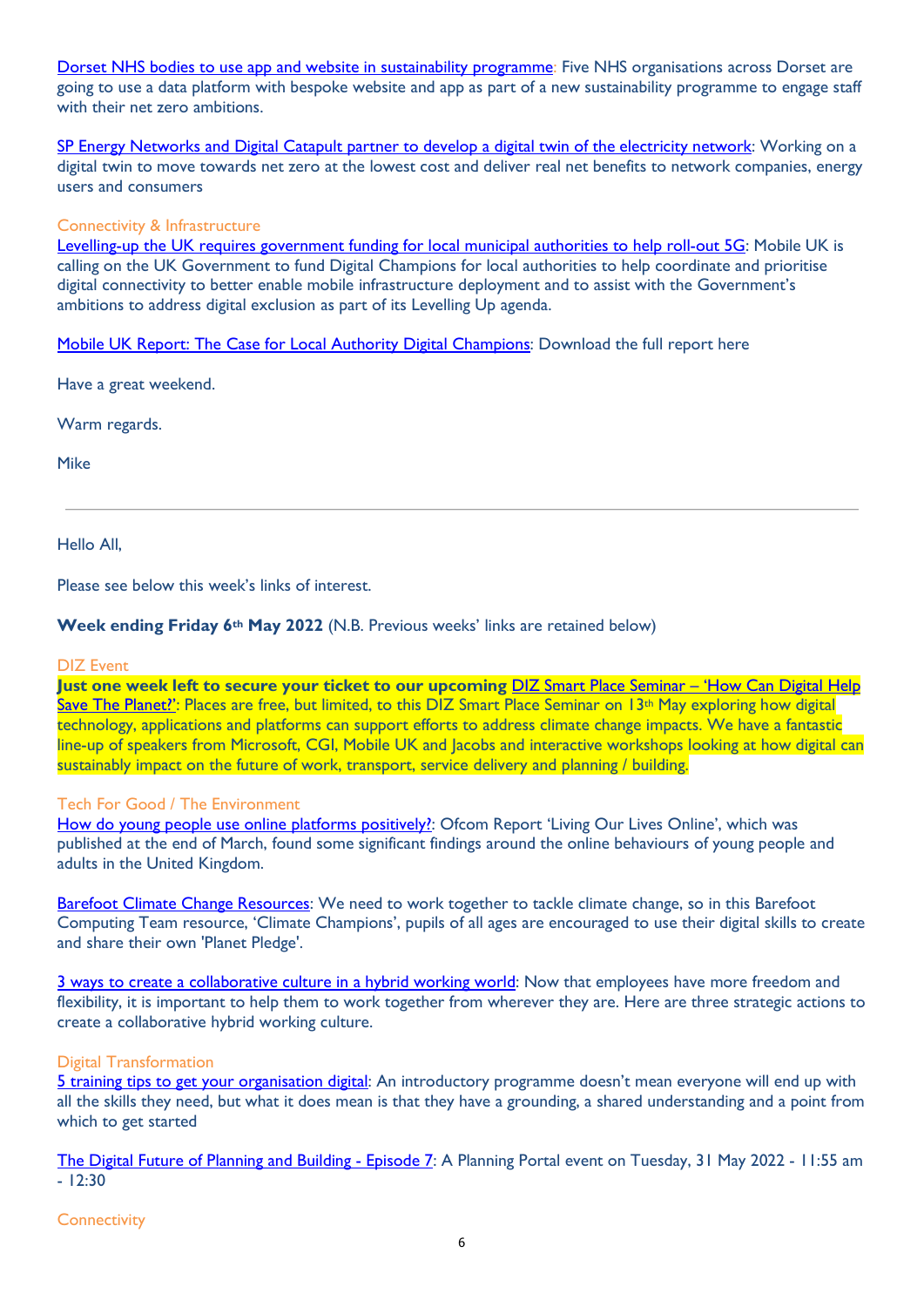Dorset NHS bodies to use app and website in sustainability programme: Five NHS organisations across Dorset are going to use a data platform with bespoke website and app as part of a new sustainability programme to engage staff with their net zero ambitions.

SP Energy Networks and Digital Catapult partner to develop a digital twin of the electricity network: Working on a digital twin to move towards net zero at the lowest cost and deliver real net benefits to network companies, energy users and consumers

Connectivity & Infrastructure

Levelling-up the UK requires government funding for local municipal authorities to help roll-out 5G: Mobile UK is calling on the UK Government to fund Digital Champions for local authorities to help coordinate and prioritise digital connectivity to better enable mobile infrastructure deployment and to assist with the Government's ambitions to address digital exclusion as part of its Levelling Up agenda.

Mobile UK Report: The Case for Local Authority Digital Champions: Download the full report here

Have a great weekend.

Warm regards.

Mike

---

Hello All,

Please see below this week's links of interest.

**Week ending Friday 6th May 2022** (N.B. Previous weeks' links are retained below)

DIZ Event

**Just one week left to secure your ticket to our upcoming** DIZ Smart Place Seminar – 'How Can Digital Help Save The Planet?': Places are free, but limited, to this DIZ Smart Place Seminar on 13th May exploring how digital technology, applications and platforms can support efforts to address climate change impacts. We have a fantastic line-up of speakers from Microsoft, CGI, Mobile UK and Jacobs and interactive workshops looking at how digital can sustainably impact on the future of work, transport, service delivery and planning / building.

Tech For Good / The Environment

How do young people use online platforms positively?: Ofcom Report 'Living Our Lives Online', which was published at the end of March, found some significant findings around the online behaviours of young people and adults in the United Kingdom.

Barefoot Climate Change Resources: We need to work together to tackle climate change, so in this Barefoot Computing Team resource, 'Climate Champions', pupils of all ages are encouraged to use their digital skills to create and share their own 'Planet Pledge'.

3 ways to create a collaborative culture in a hybrid working world: Now that employees have more freedom and flexibility, it is important to help them to work together from wherever they are. Here are three strategic actions to create a collaborative hybrid working culture.

Digital Transformation

5 training tips to get your organisation digital: An introductory programme doesn't mean everyone will end up with all the skills they need, but what it does mean is that they have a grounding, a shared understanding and a point from which to get started

The Digital Future of Planning and Building - Episode 7: A Planning Portal event on Tuesday, 31 May 2022 - 11:55 am - 12:30

Connectivity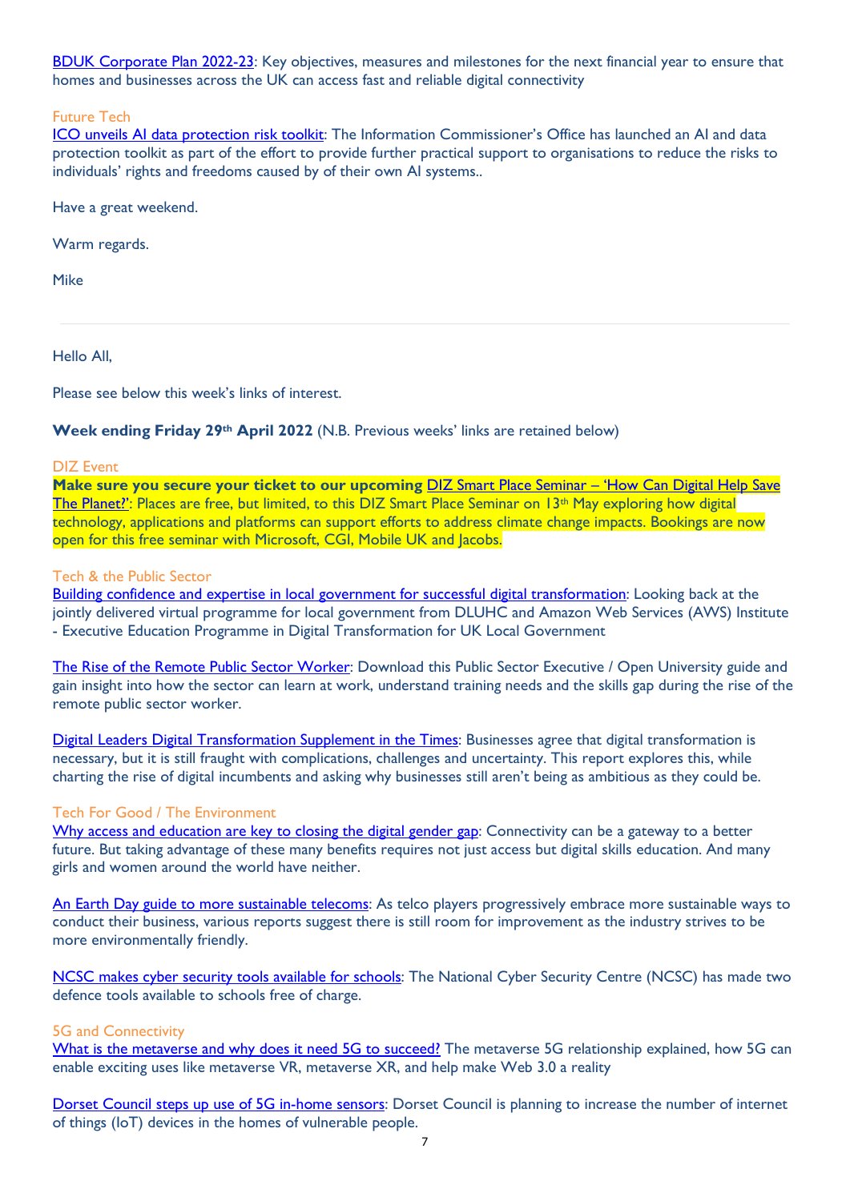BDUK Corporate Plan 2022-23: Key objectives, measures and milestones for the next financial year to ensure that homes and businesses across the UK can access fast and reliable digital connectivity

Future Tech

ICO unveils AI data protection risk toolkit: The Information Commissioner's Office has launched an AI and data protection toolkit as part of the effort to provide further practical support to organisations to reduce the risks to individuals' rights and freedoms caused by of their own AI systems..

Have a great weekend.

Warm regards.

Mike

---

Hello All,

Please see below this week's links of interest.

**Week ending Friday 29th April 2022** (N.B. Previous weeks' links are retained below)

DIZ Event

**Make sure you secure your ticket to our upcoming** DIZ Smart Place Seminar – 'How Can Digital Help Save The Planet?': Places are free, but limited, to this DIZ Smart Place Seminar on 13th May exploring how digital technology, applications and platforms can support efforts to address climate change impacts. Bookings are now open for this free seminar with Microsoft, CGI, Mobile UK and Jacobs.

Tech & the Public Sector

Building confidence and expertise in local government for successful digital transformation: Looking back at the jointly delivered virtual programme for local government from DLUHC and Amazon Web Services (AWS) Institute - Executive Education Programme in Digital Transformation for UK Local Government

The Rise of the Remote Public Sector Worker: Download this Public Sector Executive / Open University guide and gain insight into how the sector can learn at work, understand training needs and the skills gap during the rise of the remote public sector worker.

Digital Leaders Digital Transformation Supplement in the Times: Businesses agree that digital transformation is necessary, but it is still fraught with complications, challenges and uncertainty. This report explores this, while charting the rise of digital incumbents and asking why businesses still aren't being as ambitious as they could be.

Tech For Good / The Environment

Why access and education are key to closing the digital gender gap: Connectivity can be a gateway to a better future. But taking advantage of these many benefits requires not just access but digital skills education. And many girls and women around the world have neither.

An Earth Day guide to more sustainable telecoms: As telco players progressively embrace more sustainable ways to conduct their business, various reports suggest there is still room for improvement as the industry strives to be more environmentally friendly.

NCSC makes cyber security tools available for schools: The National Cyber Security Centre (NCSC) has made two defence tools available to schools free of charge.

5G and Connectivity

What is the metaverse and why does it need 5G to succeed? The metaverse 5G relationship explained, how 5G can enable exciting uses like metaverse VR, metaverse XR, and help make Web 3.0 a reality

Dorset Council steps up use of 5G in-home sensors: Dorset Council is planning to increase the number of internet of things (IoT) devices in the homes of vulnerable people.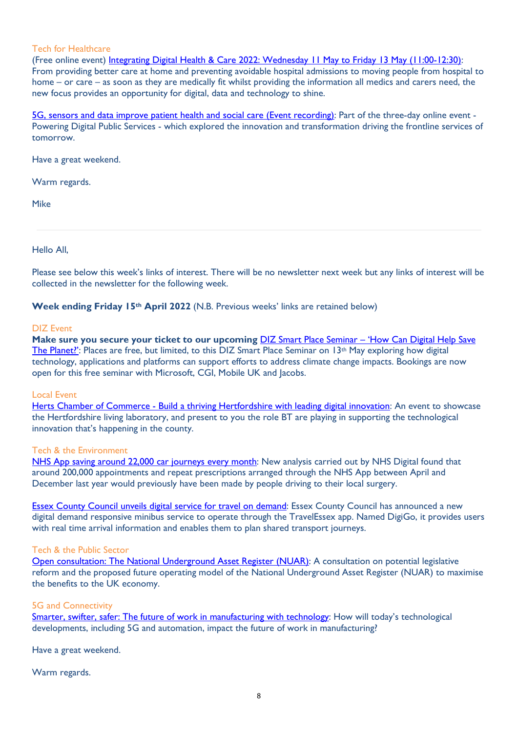Tech for Healthcare

(Free online event) Integrating Digital Health & Care 2022: Wednesday 11 May to Friday 13 May (11:00-12:30): From providing better care at home and preventing avoidable hospital admissions to moving people from hospital to home – or care – as soon as they are medically fit whilst providing the information all medics and carers need, the new focus provides an opportunity for digital, data and technology to shine.

5G, sensors and data improve patient health and social care (Event recording): Part of the three-day online event - Powering Digital Public Services - which explored the innovation and transformation driving the frontline services of tomorrow.

Have a great weekend.

Warm regards.

Mike

---

Hello All,

Please see below this week's links of interest. There will be no newsletter next week but any links of interest will be collected in the newsletter for the following week.

**Week ending Friday 15th April 2022** (N.B. Previous weeks' links are retained below)

DIZ Event

**Make sure you secure your ticket to our upcoming** DIZ Smart Place Seminar – 'How Can Digital Help Save The Planet?': Places are free, but limited, to this DIZ Smart Place Seminar on 13th May exploring how digital technology, applications and platforms can support efforts to address climate change impacts. Bookings are now open for this free seminar with Microsoft, CGI, Mobile UK and Jacobs.

Local Event

Herts Chamber of Commerce - Build a thriving Hertfordshire with leading digital innovation: An event to showcase the Hertfordshire living laboratory, and present to you the role BT are playing in supporting the technological innovation that's happening in the county.

Tech & the Environment

NHS App saving around 22,000 car journeys every month: New analysis carried out by NHS Digital found that around 200,000 appointments and repeat prescriptions arranged through the NHS App between April and December last year would previously have been made by people driving to their local surgery.

Essex County Council unveils digital service for travel on demand: Essex County Council has announced a new digital demand responsive minibus service to operate through the TravelEssex app. Named DigiGo, it provides users with real time arrival information and enables them to plan shared transport journeys.

Tech & the Public Sector

Open consultation: The National Underground Asset Register (NUAR): A consultation on potential legislative reform and the proposed future operating model of the National Underground Asset Register (NUAR) to maximise the benefits to the UK economy.

5G and Connectivity

Smarter, swifter, safer: The future of work in manufacturing with technology: How will today's technological developments, including 5G and automation, impact the future of work in manufacturing?

Have a great weekend.

Warm regards.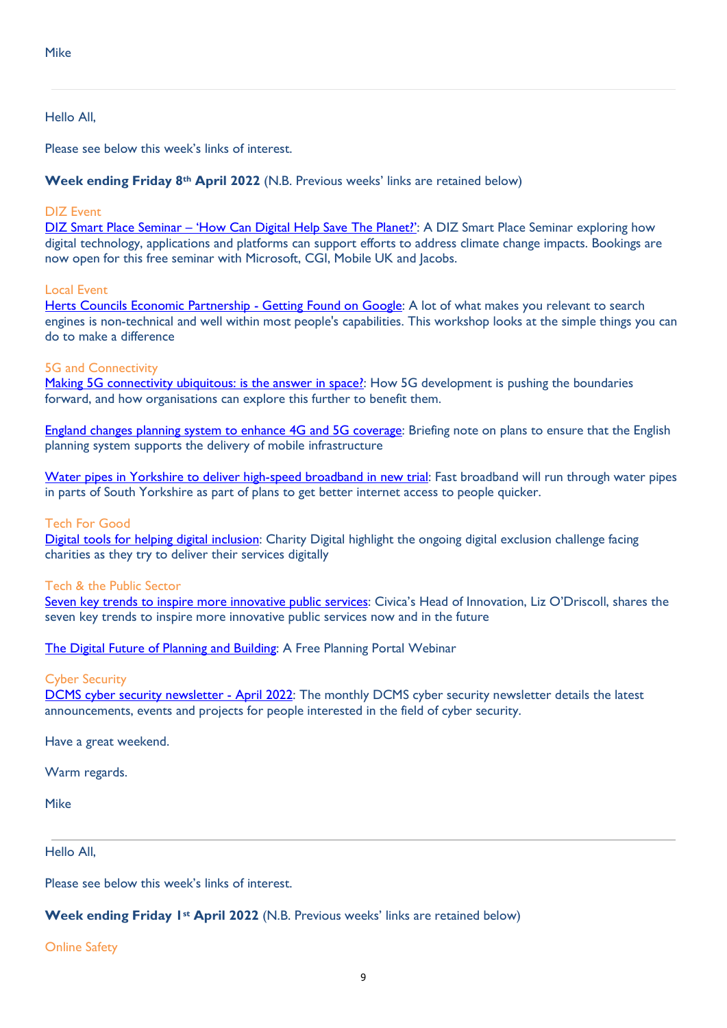Mike

---

Hello All,

Please see below this week's links of interest.

**Week ending Friday 8th April 2022** (N.B. Previous weeks' links are retained below)

DIZ Event

DIZ Smart Place Seminar – 'How Can Digital Help Save The Planet?': A DIZ Smart Place Seminar exploring how digital technology, applications and platforms can support efforts to address climate change impacts. Bookings are now open for this free seminar with Microsoft, CGI, Mobile UK and Jacobs.

Local Event

Herts Councils Economic Partnership - Getting Found on Google: A lot of what makes you relevant to search engines is non-technical and well within most people's capabilities. This workshop looks at the simple things you can do to make a difference

5G and Connectivity

Making 5G connectivity ubiquitous: is the answer in space?: How 5G development is pushing the boundaries forward, and how organisations can explore this further to benefit them.

England changes planning system to enhance 4G and 5G coverage: Briefing note on plans to ensure that the English planning system supports the delivery of mobile infrastructure

Water pipes in Yorkshire to deliver high-speed broadband in new trial: Fast broadband will run through water pipes in parts of South Yorkshire as part of plans to get better internet access to people quicker.

Tech For Good

Digital tools for helping digital inclusion: Charity Digital highlight the ongoing digital exclusion challenge facing charities as they try to deliver their services digitally

Tech & the Public Sector

Seven key trends to inspire more innovative public services: Civica's Head of Innovation, Liz O'Driscoll, shares the seven key trends to inspire more innovative public services now and in the future

The Digital Future of Planning and Building: A Free Planning Portal Webinar

Cyber Security

DCMS cyber security newsletter - April 2022: The monthly DCMS cyber security newsletter details the latest announcements, events and projects for people interested in the field of cyber security.

Have a great weekend.

Warm regards.

Mike

---

Hello All,

Please see below this week's links of interest.

**Week ending Friday 1st April 2022** (N.B. Previous weeks' links are retained below)

Online Safety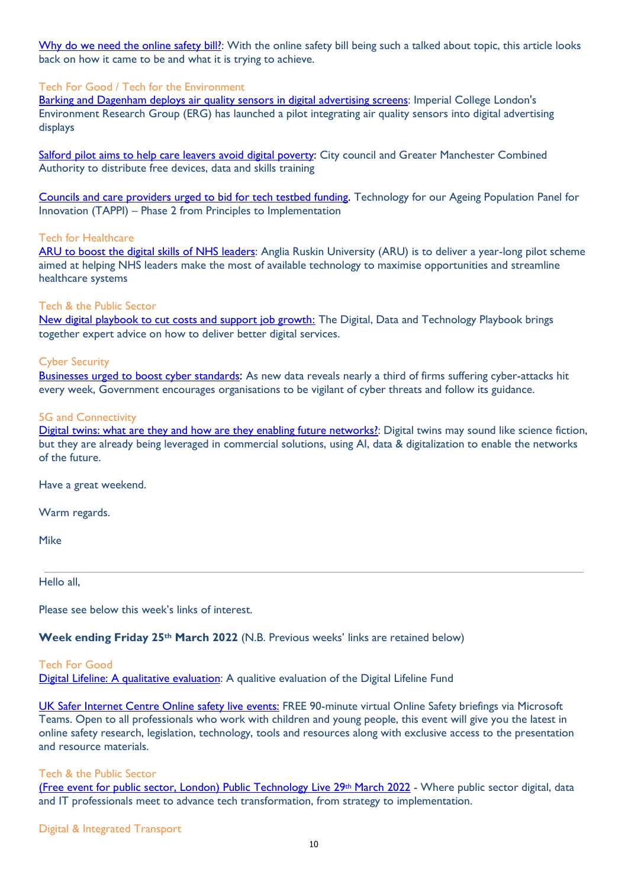Why do we need the online safety bill?: With the online safety bill being such a talked about topic, this article looks back on how it came to be and what it is trying to achieve.

Tech For Good / Tech for the Environment

Barking and Dagenham deploys air quality sensors in digital advertising screens: Imperial College London's Environment Research Group (ERG) has launched a pilot integrating air quality sensors into digital advertising displays

Salford pilot aims to help care leavers avoid digital poverty: City council and Greater Manchester Combined Authority to distribute free devices, data and skills training

Councils and care providers urged to bid for tech testbed funding. Technology for our Ageing Population Panel for Innovation (TAPPI) – Phase 2 from Principles to Implementation

Tech for Healthcare

ARU to boost the digital skills of NHS leaders: Anglia Ruskin University (ARU) is to deliver a year-long pilot scheme aimed at helping NHS leaders make the most of available technology to maximise opportunities and streamline healthcare systems

Tech & the Public Sector

New digital playbook to cut costs and support job growth: The Digital, Data and Technology Playbook brings together expert advice on how to deliver better digital services.

Cyber Security

Businesses urged to boost cyber standards: As new data reveals nearly a third of firms suffering cyber-attacks hit every week, Government encourages organisations to be vigilant of cyber threats and follow its guidance.

5G and Connectivity

Digital twins: what are they and how are they enabling future networks?: Digital twins may sound like science fiction, but they are already being leveraged in commercial solutions, using AI, data & digitalization to enable the networks of the future.

Have a great weekend.

Warm regards.

Mike

---

Hello all,

Please see below this week's links of interest.

**Week ending Friday 25th March 2022** (N.B. Previous weeks' links are retained below)

Tech For Good

Digital Lifeline: A qualitative evaluation: A qualitive evaluation of the Digital Lifeline Fund

UK Safer Internet Centre Online safety live events: FREE 90-minute virtual Online Safety briefings via Microsoft Teams. Open to all professionals who work with children and young people, this event will give you the latest in online safety research, legislation, technology, tools and resources along with exclusive access to the presentation and resource materials.

Tech & the Public Sector

(Free event for public sector, London) Public Technology Live 29th March 2022 - Where public sector digital, data and IT professionals meet to advance tech transformation, from strategy to implementation.

Digital & Integrated Transport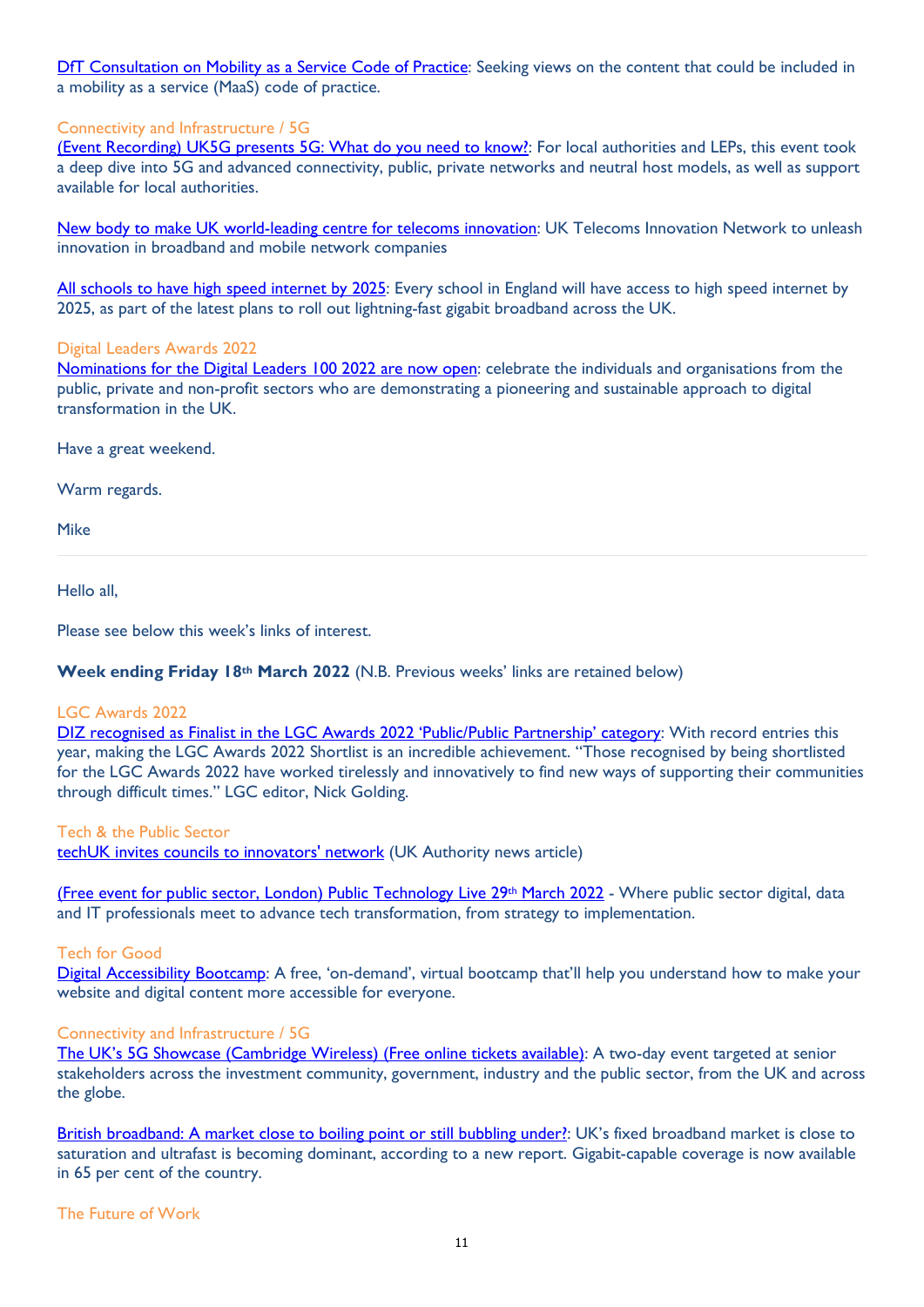[DfT Consultation on Mobility as a Service Code of Practice](#): Seeking views on the content that could be included in a mobility as a service (MaaS) code of practice.

### Connectivity and Infrastructure / 5G

[(Event Recording) UK5G presents 5G: What do you need to know?](#): For local authorities and LEPs, this event took a deep dive into 5G and advanced connectivity, public, private networks and neutral host models, as well as support available for local authorities.

[New body to make UK world-leading centre for telecoms innovation](#): UK Telecoms Innovation Network to unleash innovation in broadband and mobile network companies

[All schools to have high speed internet by 2025](#): Every school in England will have access to high speed internet by 2025, as part of the latest plans to roll out lightning-fast gigabit broadband across the UK.

### Digital Leaders Awards 2022

[Nominations for the Digital Leaders 100 2022 are now open](#): celebrate the individuals and organisations from the public, private and non-profit sectors who are demonstrating a pioneering and sustainable approach to digital transformation in the UK.

Have a great weekend.

Warm regards.

Mike

---

Hello all,

Please see below this week's links of interest.

**Week ending Friday 18th March 2022** (N.B. Previous weeks' links are retained below)

### LGC Awards 2022

[DIZ recognised as Finalist in the LGC Awards 2022 'Public/Public Partnership' category](#): With record entries this year, making the LGC Awards 2022 Shortlist is an incredible achievement. "Those recognised by being shortlisted for the LGC Awards 2022 have worked tirelessly and innovatively to find new ways of supporting their communities through difficult times." LGC editor, Nick Golding.

### Tech & the Public Sector

[techUK invites councils to innovators' network](#) (UK Authority news article)

[(Free event for public sector, London) Public Technology Live 29th March 2022](#) - Where public sector digital, data and IT professionals meet to advance tech transformation, from strategy to implementation.

### Tech for Good

[Digital Accessibility Bootcamp](#): A free, 'on-demand', virtual bootcamp that'll help you understand how to make your website and digital content more accessible for everyone.

### Connectivity and Infrastructure / 5G

[The UK's 5G Showcase (Cambridge Wireless) (Free online tickets available)](#): A two-day event targeted at senior stakeholders across the investment community, government, industry and the public sector, from the UK and across the globe.

[British broadband: A market close to boiling point or still bubbling under?](#): UK's fixed broadband market is close to saturation and ultrafast is becoming dominant, according to a new report. Gigabit-capable coverage is now available in 65 per cent of the country.

### The Future of Work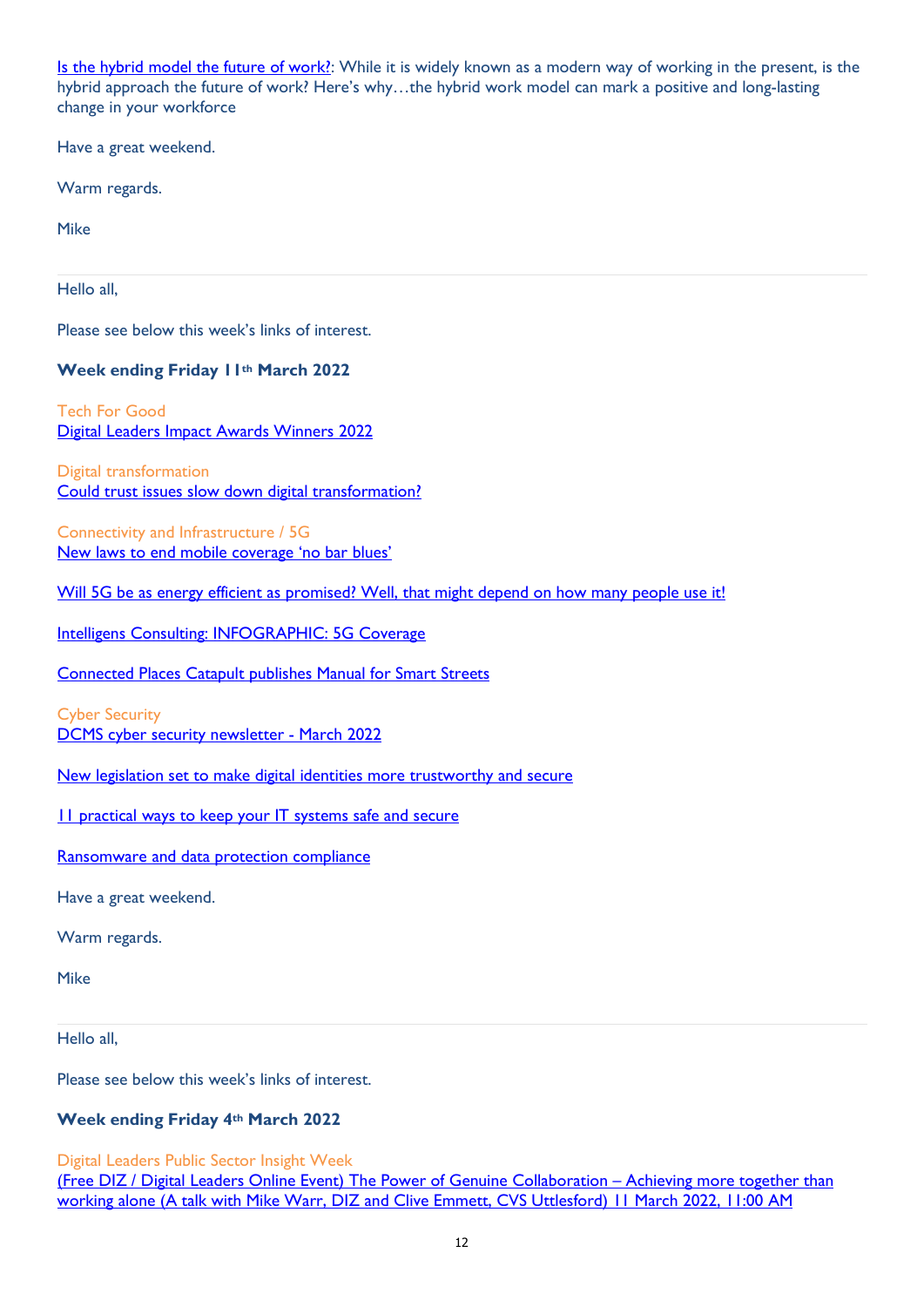Is the hybrid model the future of work?: While it is widely known as a modern way of working in the present, is the hybrid approach the future of work? Here's why…the hybrid work model can mark a positive and long-lasting change in your workforce

Have a great weekend.

Warm regards.

Mike

---

Hello all,

Please see below this week's links of interest.

**Week ending Friday 11th March 2022**

Tech For Good
Digital Leaders Impact Awards Winners 2022

Digital transformation
Could trust issues slow down digital transformation?

Connectivity and Infrastructure / 5G
New laws to end mobile coverage 'no bar blues'

Will 5G be as energy efficient as promised? Well, that might depend on how many people use it!

Intelligens Consulting: INFOGRAPHIC: 5G Coverage

Connected Places Catapult publishes Manual for Smart Streets

Cyber Security
DCMS cyber security newsletter - March 2022

New legislation set to make digital identities more trustworthy and secure

11 practical ways to keep your IT systems safe and secure

Ransomware and data protection compliance

Have a great weekend.

Warm regards.

Mike

---

Hello all,

Please see below this week's links of interest.

**Week ending Friday 4th March 2022**

Digital Leaders Public Sector Insight Week
(Free DIZ / Digital Leaders Online Event) The Power of Genuine Collaboration – Achieving more together than working alone (A talk with Mike Warr, DIZ and Clive Emmett, CVS Uttlesford) 11 March 2022, 11:00 AM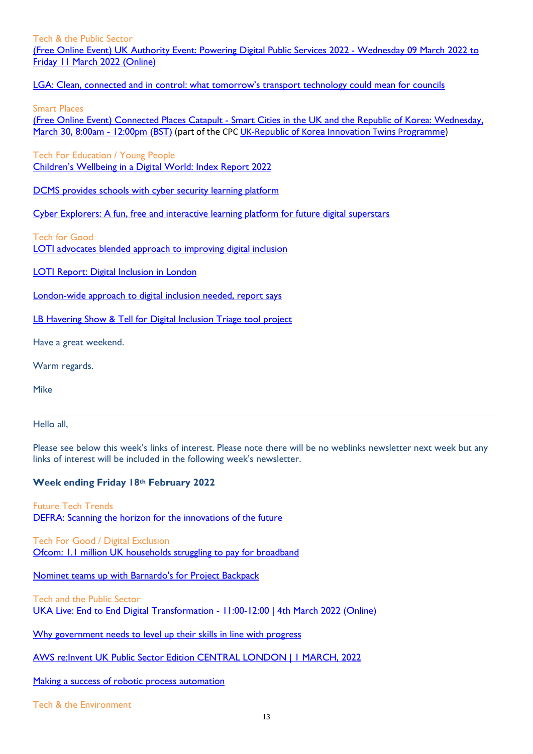Tech & the Public Sector
(Free Online Event) UK Authority Event: Powering Digital Public Services 2022 - Wednesday 09 March 2022 to Friday 11 March 2022 (Online)

LGA: Clean, connected and in control: what tomorrow's transport technology could mean for councils

Smart Places
(Free Online Event) Connected Places Catapult - Smart Cities in the UK and the Republic of Korea: Wednesday, March 30, 8:00am - 12:00pm (BST) (part of the CPC UK-Republic of Korea Innovation Twins Programme)

Tech For Education / Young People
Children's Wellbeing in a Digital World: Index Report 2022

DCMS provides schools with cyber security learning platform

Cyber Explorers: A fun, free and interactive learning platform for future digital superstars

Tech for Good
LOTI advocates blended approach to improving digital inclusion

LOTI Report: Digital Inclusion in London

London-wide approach to digital inclusion needed, report says

LB Havering Show & Tell for Digital Inclusion Triage tool project

Have a great weekend.

Warm regards.

Mike

---

Hello all,

Please see below this week's links of interest. Please note there will be no weblinks newsletter next week but any links of interest will be included in the following week's newsletter.

**Week ending Friday 18th February 2022**

Future Tech Trends
DEFRA: Scanning the horizon for the innovations of the future

Tech For Good / Digital Exclusion
Ofcom: 1.1 million UK households struggling to pay for broadband

Nominet teams up with Barnardo's for Project Backpack

Tech and the Public Sector
UKA Live: End to End Digital Transformation - 11:00-12:00 | 4th March 2022 (Online)

Why government needs to level up their skills in line with progress

AWS re:Invent UK Public Sector Edition CENTRAL LONDON | 1 MARCH, 2022

Making a success of robotic process automation

Tech & the Environment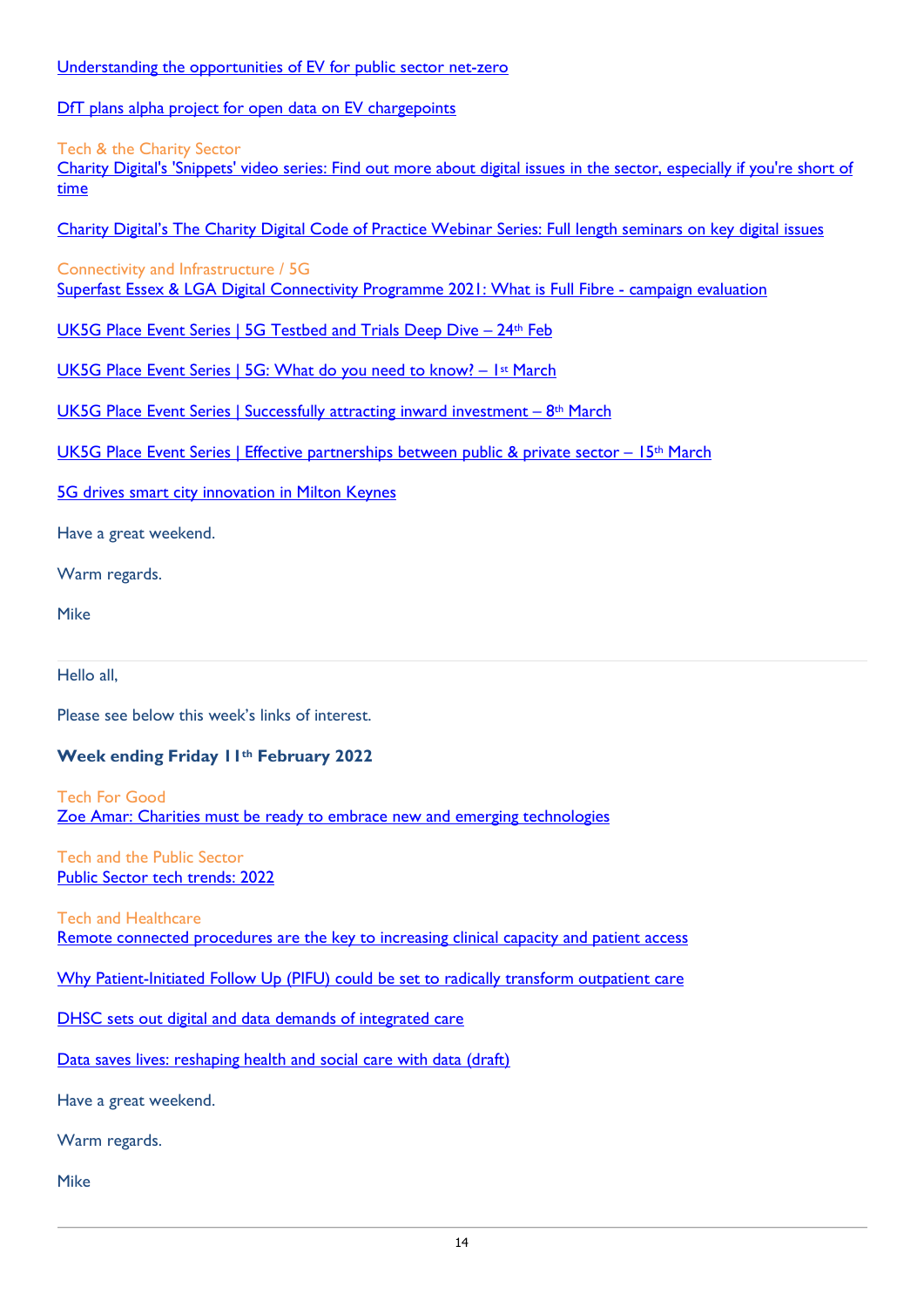Understanding the opportunities of EV for public sector net-zero

DfT plans alpha project for open data on EV chargepoints

Tech & the Charity Sector
Charity Digital's 'Snippets' video series: Find out more about digital issues in the sector, especially if you're short of time

Charity Digital's The Charity Digital Code of Practice Webinar Series: Full length seminars on key digital issues

Connectivity and Infrastructure / 5G
Superfast Essex & LGA Digital Connectivity Programme 2021: What is Full Fibre - campaign evaluation

UK5G Place Event Series | 5G Testbed and Trials Deep Dive – 24th Feb

UK5G Place Event Series | 5G: What do you need to know? – 1st March

UK5G Place Event Series | Successfully attracting inward investment – 8th March

UK5G Place Event Series | Effective partnerships between public & private sector – 15th March

5G drives smart city innovation in Milton Keynes

Have a great weekend.

Warm regards.

Mike

---

Hello all,

Please see below this week's links of interest.

**Week ending Friday 11th February 2022**

Tech For Good
Zoe Amar: Charities must be ready to embrace new and emerging technologies

Tech and the Public Sector
Public Sector tech trends: 2022

Tech and Healthcare
Remote connected procedures are the key to increasing clinical capacity and patient access

Why Patient-Initiated Follow Up (PIFU) could be set to radically transform outpatient care

DHSC sets out digital and data demands of integrated care

Data saves lives: reshaping health and social care with data (draft)

Have a great weekend.

Warm regards.

Mike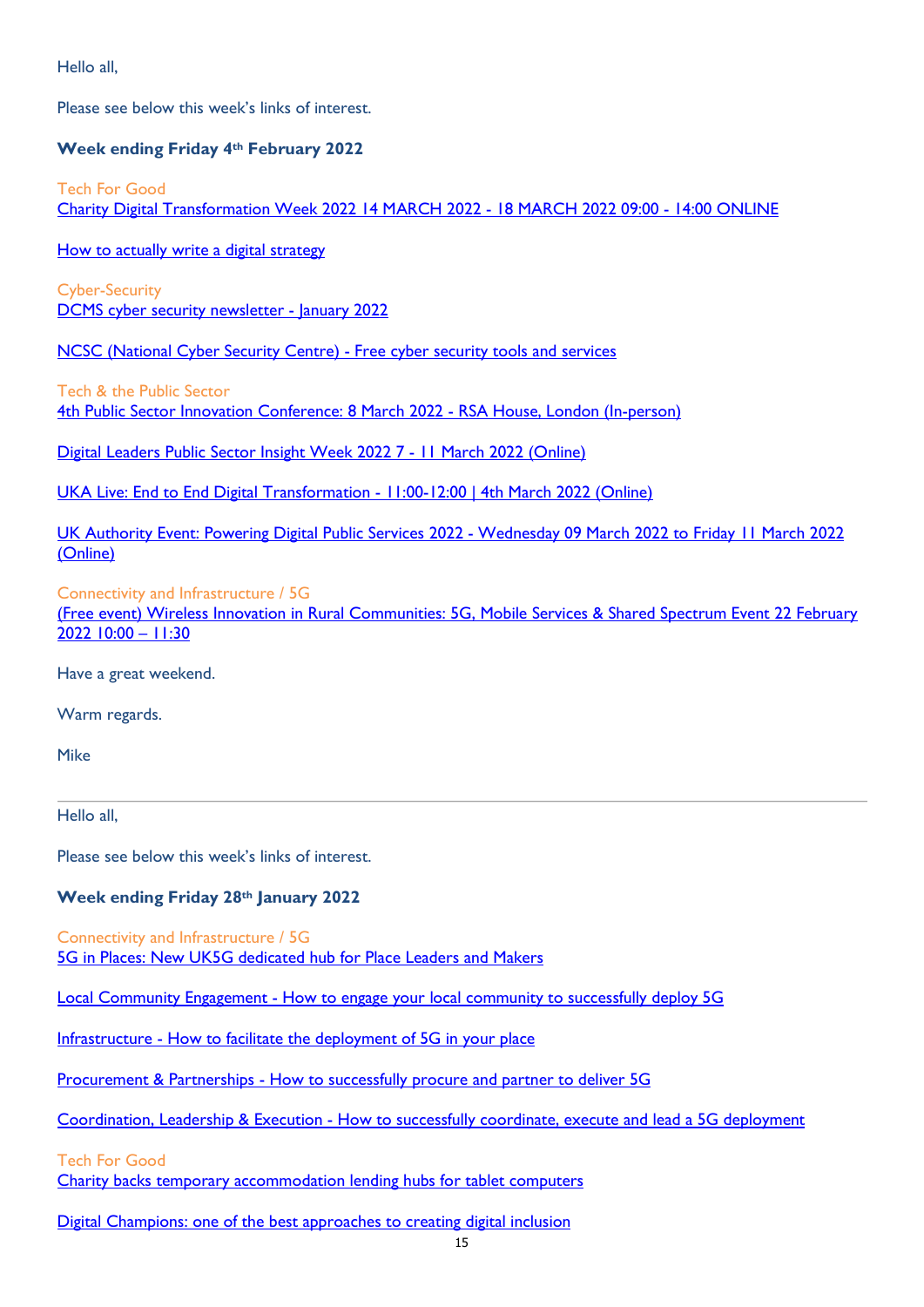Hello all,

Please see below this week's links of interest.

**Week ending Friday 4th February 2022**

Tech For Good

Charity Digital Transformation Week 2022 14 MARCH 2022 - 18 MARCH 2022 09:00 - 14:00 ONLINE

How to actually write a digital strategy

Cyber-Security

DCMS cyber security newsletter - January 2022

NCSC (National Cyber Security Centre) - Free cyber security tools and services

Tech & the Public Sector

4th Public Sector Innovation Conference: 8 March 2022 - RSA House, London (In-person)

Digital Leaders Public Sector Insight Week 2022 7 - 11 March 2022 (Online)

UKA Live: End to End Digital Transformation - 11:00-12:00 | 4th March 2022 (Online)

UK Authority Event: Powering Digital Public Services 2022 - Wednesday 09 March 2022 to Friday 11 March 2022 (Online)

Connectivity and Infrastructure / 5G

(Free event) Wireless Innovation in Rural Communities: 5G, Mobile Services & Shared Spectrum Event 22 February 2022 10:00 – 11:30

Have a great weekend.

Warm regards.

Mike

---

Hello all,

Please see below this week's links of interest.

**Week ending Friday 28th January 2022**

Connectivity and Infrastructure / 5G

5G in Places: New UK5G dedicated hub for Place Leaders and Makers

Local Community Engagement - How to engage your local community to successfully deploy 5G

Infrastructure - How to facilitate the deployment of 5G in your place

Procurement & Partnerships - How to successfully procure and partner to deliver 5G

Coordination, Leadership & Execution - How to successfully coordinate, execute and lead a 5G deployment

Tech For Good

Charity backs temporary accommodation lending hubs for tablet computers

Digital Champions: one of the best approaches to creating digital inclusion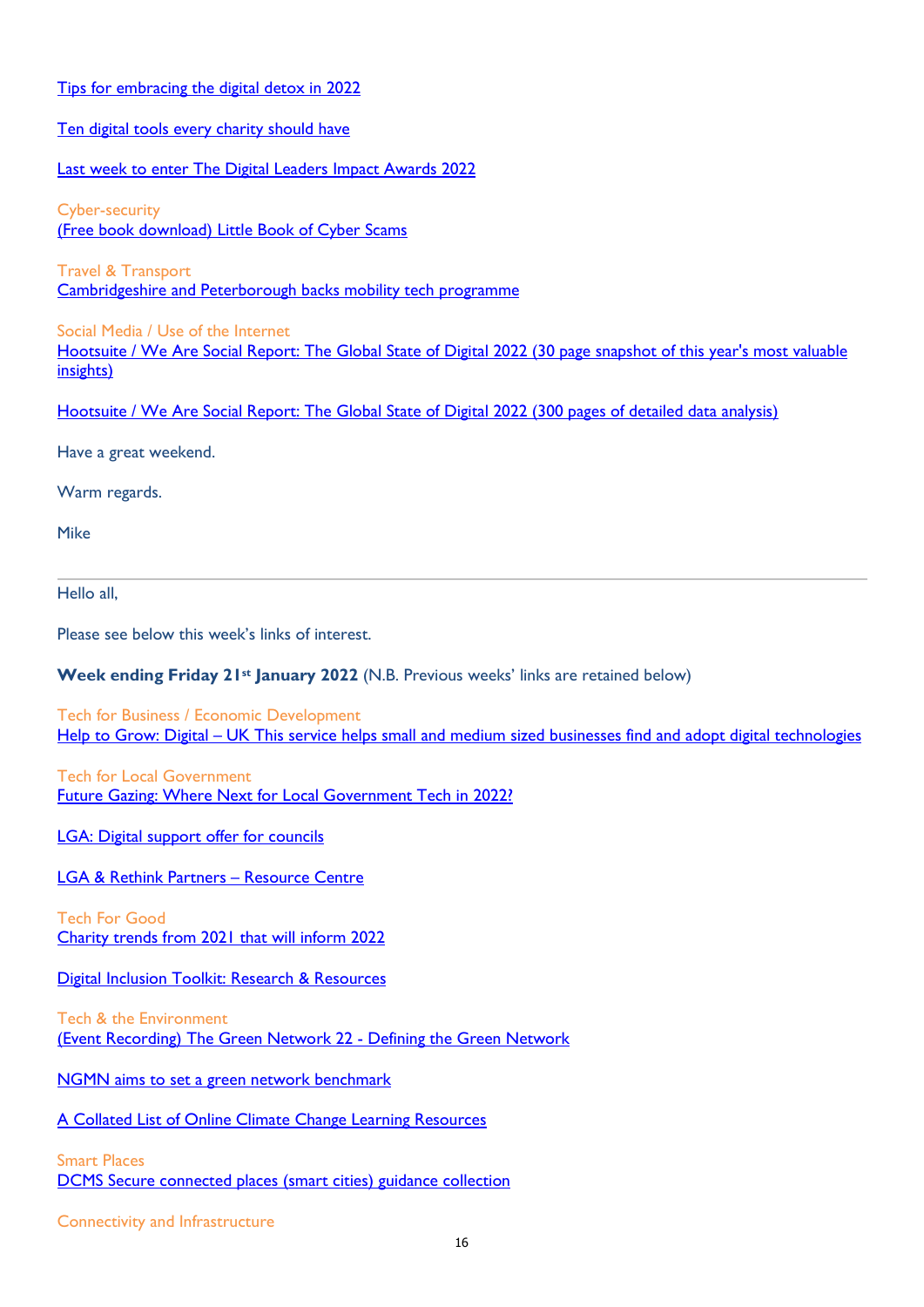[Tips for embracing the digital detox in 2022]

[Ten digital tools every charity should have]

[Last week to enter The Digital Leaders Impact Awards 2022]

Cyber-security
[(Free book download) Little Book of Cyber Scams]

Travel & Transport
[Cambridgeshire and Peterborough backs mobility tech programme]

Social Media / Use of the Internet
[Hootsuite / We Are Social Report: The Global State of Digital 2022 (30 page snapshot of this year's most valuable insights)]

[Hootsuite / We Are Social Report: The Global State of Digital 2022 (300 pages of detailed data analysis)]

Have a great weekend.

Warm regards.

Mike

---

Hello all,

Please see below this week's links of interest.

**Week ending Friday 21st January 2022** (N.B. Previous weeks' links are retained below)

Tech for Business / Economic Development
[Help to Grow: Digital – UK This service helps small and medium sized businesses find and adopt digital technologies]

Tech for Local Government
[Future Gazing: Where Next for Local Government Tech in 2022?]

[LGA: Digital support offer for councils]

[LGA & Rethink Partners – Resource Centre]

Tech For Good
[Charity trends from 2021 that will inform 2022]

[Digital Inclusion Toolkit: Research & Resources]

Tech & the Environment
[(Event Recording) The Green Network 22 - Defining the Green Network]

[NGMN aims to set a green network benchmark]

[A Collated List of Online Climate Change Learning Resources]

Smart Places
[DCMS Secure connected places (smart cities) guidance collection]

Connectivity and Infrastructure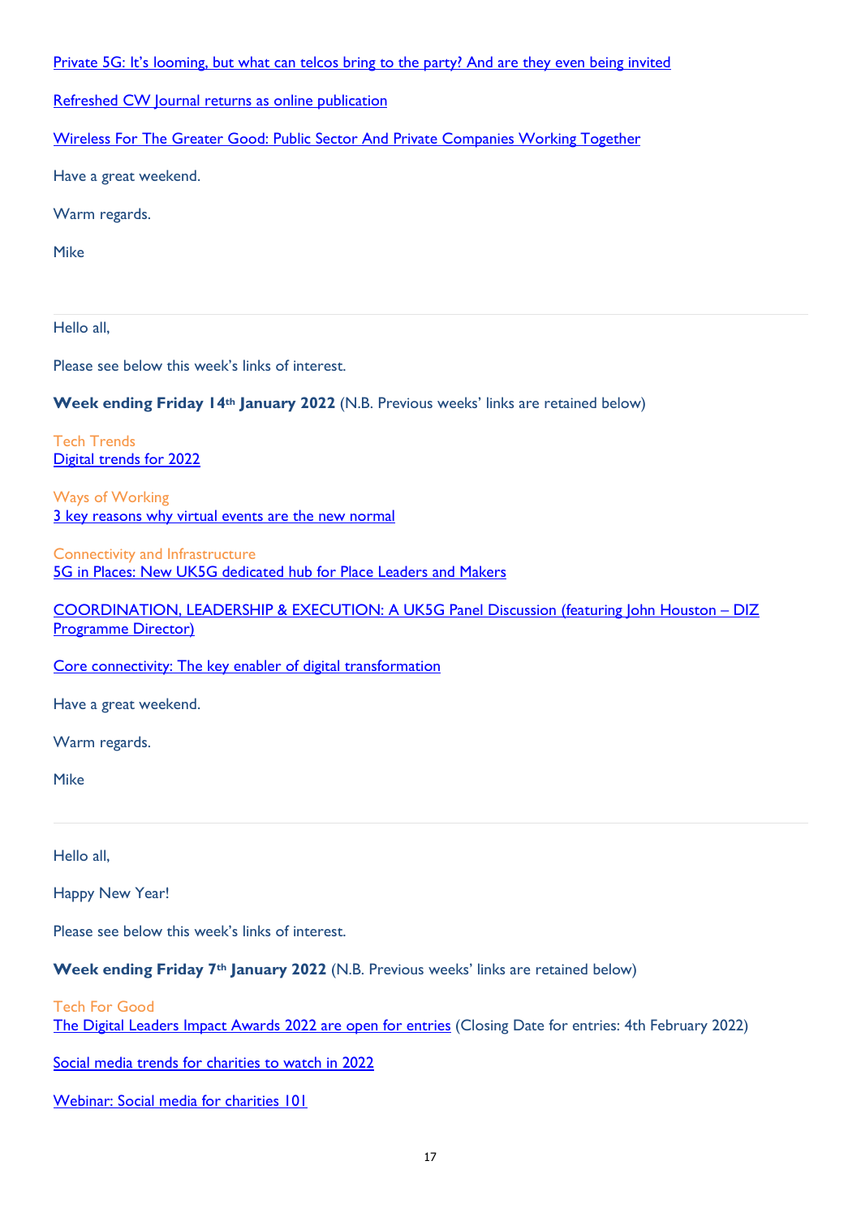Private 5G: It's looming, but what can telcos bring to the party? And are they even being invited

Refreshed CW Journal returns as online publication

Wireless For The Greater Good: Public Sector And Private Companies Working Together

Have a great weekend.

Warm regards.

Mike

---

Hello all,

Please see below this week's links of interest.

**Week ending Friday 14th January 2022** (N.B. Previous weeks' links are retained below)

Tech Trends
Digital trends for 2022

Ways of Working
3 key reasons why virtual events are the new normal

Connectivity and Infrastructure
5G in Places: New UK5G dedicated hub for Place Leaders and Makers

COORDINATION, LEADERSHIP & EXECUTION: A UK5G Panel Discussion (featuring John Houston – DIZ Programme Director)

Core connectivity: The key enabler of digital transformation

Have a great weekend.

Warm regards.

Mike

---

Hello all,

Happy New Year!

Please see below this week's links of interest.

**Week ending Friday 7th January 2022** (N.B. Previous weeks' links are retained below)

Tech For Good
The Digital Leaders Impact Awards 2022 are open for entries (Closing Date for entries: 4th February 2022)

Social media trends for charities to watch in 2022

Webinar: Social media for charities 101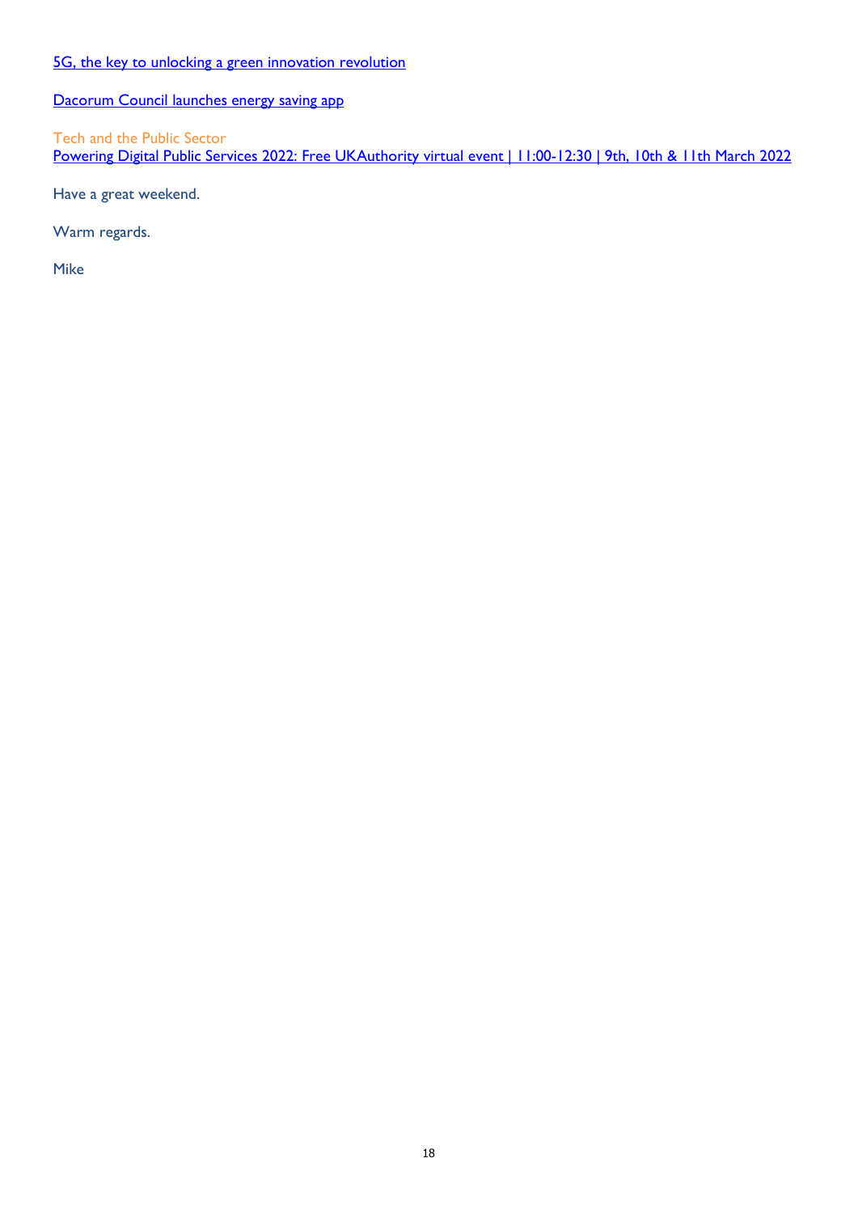5G, the key to unlocking a green innovation revolution

Dacorum Council launches energy saving app

Tech and the Public Sector

Powering Digital Public Services 2022: Free UKAuthority virtual event | 11:00-12:30 | 9th, 10th & 11th March 2022

Have a great weekend.

Warm regards.

Mike